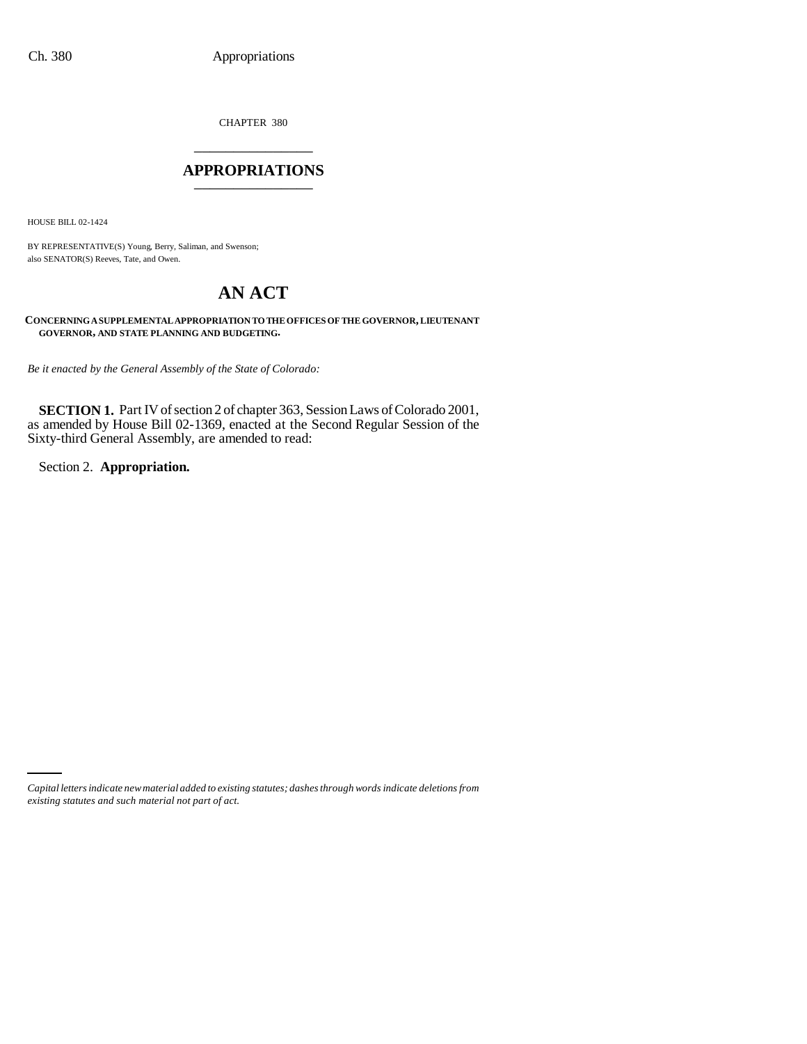CHAPTER 380

# APPROPRIATIONS

HOUSE BILL 02-1424

BY REPRESENTATIVE(S) Young, Berry, Saliman, and Swenson;
also SENATOR(S) Reeves, Tate, and Owen.

# AN ACT

**CONCERNING A SUPPLEMENTAL APPROPRIATION TO THE OFFICES OF THE GOVERNOR, LIEUTENANT GOVERNOR, AND STATE PLANNING AND BUDGETING.**

*Be it enacted by the General Assembly of the State of Colorado:*

**SECTION 1.** Part IV of section 2 of chapter 363, Session Laws of Colorado 2001, as amended by House Bill 02-1369, enacted at the Second Regular Session of the Sixty-third General Assembly, are amended to read:

Section 2. **Appropriation.**

*Capital letters indicate new material added to existing statutes; dashes through words indicate deletions from existing statutes and such material not part of act.*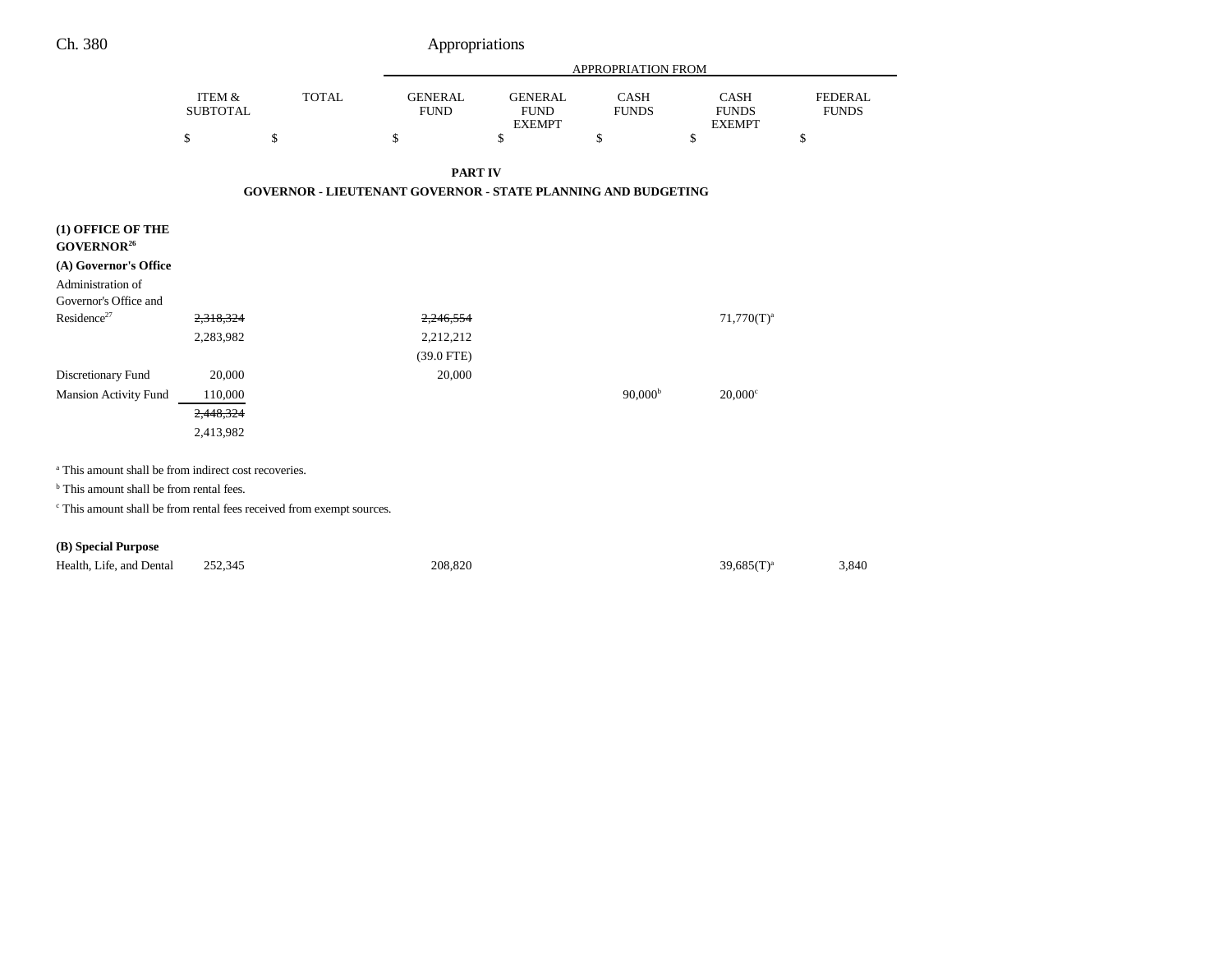Ch. 380 — Appropriations

| | ITEM & SUBTOTAL | TOTAL | APPROPRIATION FROM GENERAL FUND | GENERAL FUND EXEMPT | CASH FUNDS | CASH FUNDS EXEMPT | FEDERAL FUNDS |
|---|---|---|---|---|---|---|---|
| | $ | $ | $ | $ | $ | $ | $ |

**PART IV**

**GOVERNOR - LIEUTENANT GOVERNOR - STATE PLANNING AND BUDGETING**

**(1) OFFICE OF THE GOVERNOR[26]**

**(A) Governor's Office**

| | ITEM & SUBTOTAL | TOTAL | GENERAL FUND | GENERAL FUND EXEMPT | CASH FUNDS | CASH FUNDS EXEMPT | FEDERAL FUNDS |
|---|---|---|---|---|---|---|---|
| Administration of Governor's Office and Residence[27] | ~~2,318,324~~ | | ~~2,246,554~~ | | | 71,770(T)[a] | |
| | 2,283,982 | | 2,212,212 | | | | |
| | | | (39.0 FTE) | | | | |
| Discretionary Fund | 20,000 | | 20,000 | | | | |
| Mansion Activity Fund | 110,000 | | | | 90,000[b] | 20,000[c] | |
| | ~~2,448,324~~ | | | | | | |
| | 2,413,982 | | | | | | |

[a] This amount shall be from indirect cost recoveries.

[b] This amount shall be from rental fees.

[c] This amount shall be from rental fees received from exempt sources.

**(B) Special Purpose**

| | ITEM & SUBTOTAL | TOTAL | GENERAL FUND | GENERAL FUND EXEMPT | CASH FUNDS | CASH FUNDS EXEMPT | FEDERAL FUNDS |
|---|---|---|---|---|---|---|---|
| Health, Life, and Dental | 252,345 | | 208,820 | | | 39,685(T)[a] | 3,840 |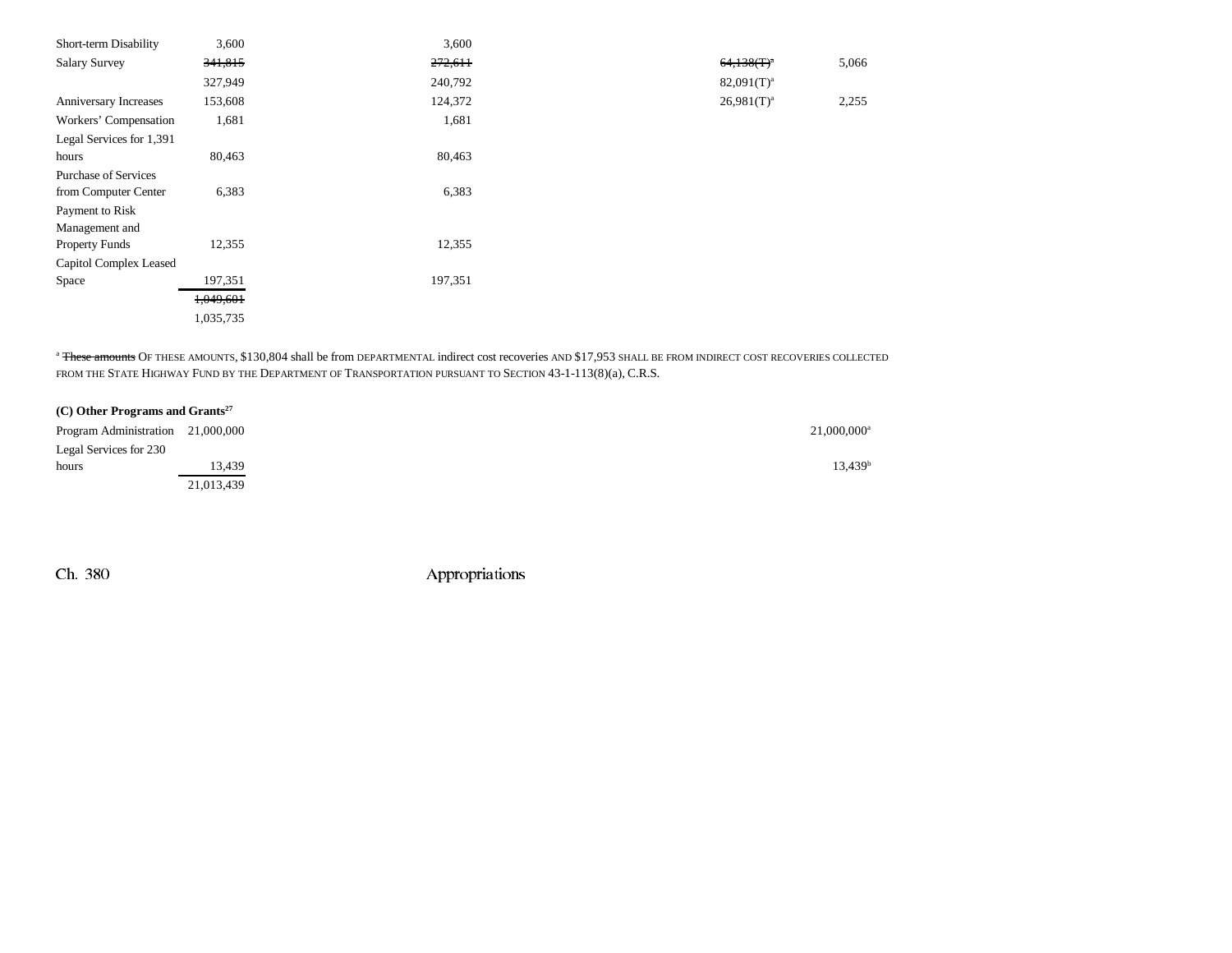| | | | | | |
|---|---|---|---|---|---|
| Short-term Disability | 3,600 | 3,600 | | | |
| Salary Survey | ~~341,815~~ | ~~272,611~~ | | ~~64,138(T)~~[a] | 5,066 |
| | 327,949 | 240,792 | | 82,091(T)[a] | |
| Anniversary Increases | 153,608 | 124,372 | | 26,981(T)[a] | 2,255 |
| Workers' Compensation | 1,681 | 1,681 | | | |
| Legal Services for 1,391 hours | 80,463 | 80,463 | | | |
| Purchase of Services from Computer Center | 6,383 | 6,383 | | | |
| Payment to Risk Management and Property Funds | 12,355 | 12,355 | | | |
| Capitol Complex Leased Space | 197,351 | 197,351 | | | |
| | ~~1,049,601~~ | | | | |
| | 1,035,735 | | | | |

[a] ~~These amounts~~ OF THESE AMOUNTS, $130,804 shall be from DEPARTMENTAL indirect cost recoveries AND $17,953 SHALL BE FROM INDIRECT COST RECOVERIES COLLECTED FROM THE STATE HIGHWAY FUND BY THE DEPARTMENT OF TRANSPORTATION PURSUANT TO SECTION 43-1-113(8)(a), C.R.S.

**(C) Other Programs and Grants[27]**

| | | | | | |
|---|---|---|---|---|---|
| Program Administration | 21,000,000 | | | | 21,000,000[a] |
| Legal Services for 230 hours | 13,439 | | | | 13,439[b] |
| | 21,013,439 | | | | |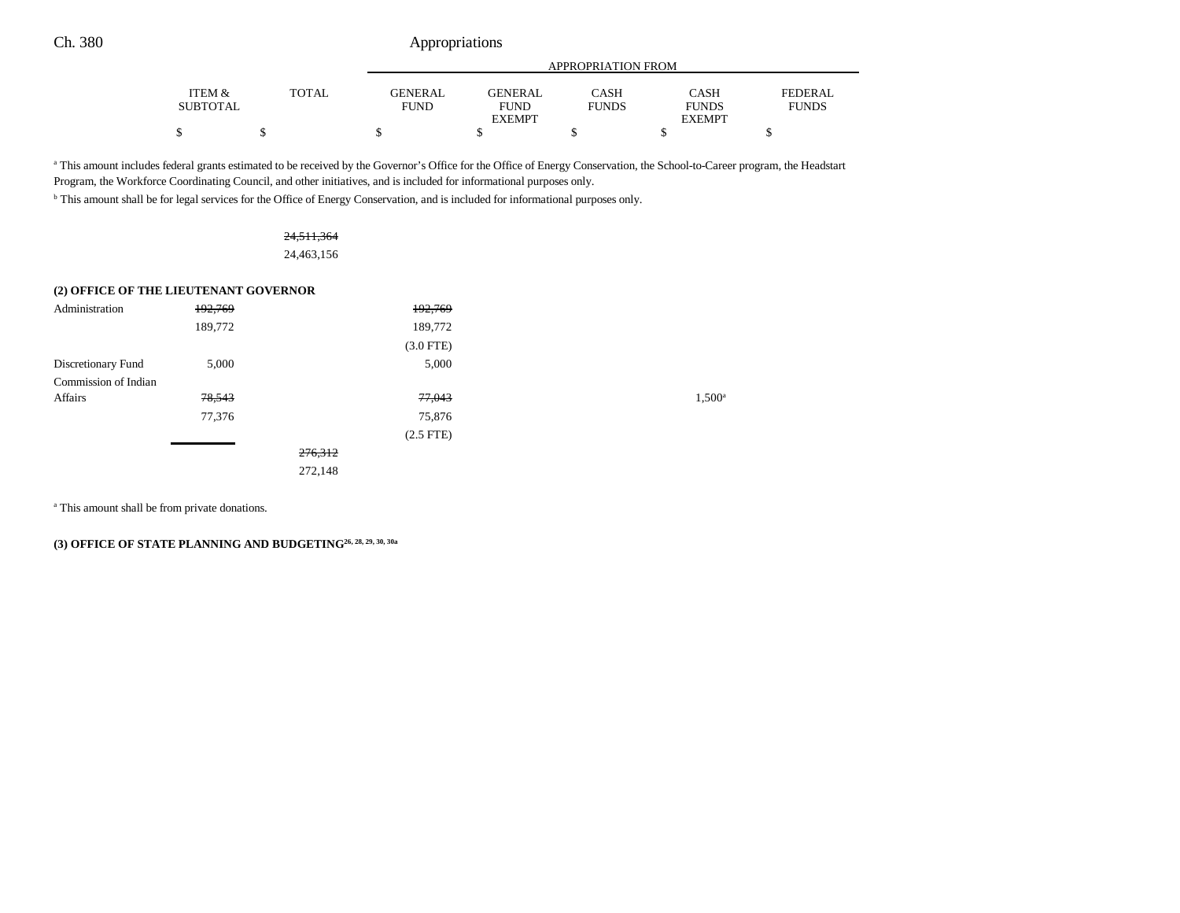| | ITEM & SUBTOTAL | TOTAL | APPROPRIATION FROM GENERAL FUND | GENERAL FUND EXEMPT | CASH FUNDS | CASH FUNDS EXEMPT | FEDERAL FUNDS |
|---|---|---|---|---|---|---|---|
| | $ | $ | $ | $ | $ | $ | $ |

[a] This amount includes federal grants estimated to be received by the Governor's Office for the Office of Energy Conservation, the School-to-Career program, the Headstart Program, the Workforce Coordinating Council, and other initiatives, and is included for informational purposes only.

[b] This amount shall be for legal services for the Office of Energy Conservation, and is included for informational purposes only.

| | ITEM & SUBTOTAL | TOTAL | GENERAL FUND | GENERAL FUND EXEMPT | CASH FUNDS | CASH FUNDS EXEMPT | FEDERAL FUNDS |
|---|---|---|---|---|---|---|---|
| | | ~~24,511,364~~ | | | | | |
| | | 24,463,156 | | | | | |
| **(2) OFFICE OF THE LIEUTENANT GOVERNOR** | | | | | | | |
| Administration | ~~192,769~~ | | ~~192,769~~ | | | | |
| | 189,772 | | 189,772 | | | | |
| | | | (3.0 FTE) | | | | |
| Discretionary Fund | 5,000 | | 5,000 | | | | |
| Commission of Indian Affairs | ~~78,543~~ | | ~~77,043~~ | | | 1,500[a] | |
| | 77,376 | | 75,876 | | | | |
| | | | (2.5 FTE) | | | | |
| | | ~~276,312~~ | | | | | |
| | | 272,148 | | | | | |

[a] This amount shall be from private donations.

**(3) OFFICE OF STATE PLANNING AND BUDGETING[26, 28, 29, 30, 30a]**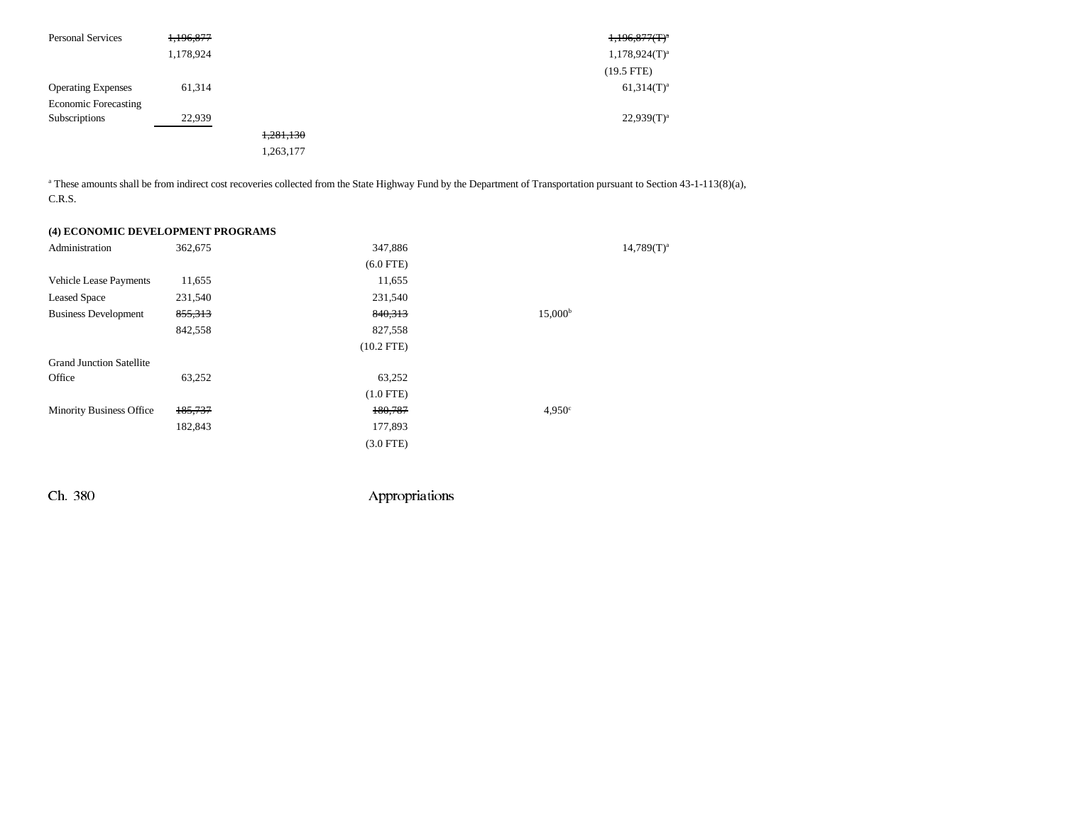| | | | | | |
|---|---|---|---|---|---|
| Personal Services | ~~1,196,877~~ | | | | ~~1,196,877(T)~~[a] |
| | 1,178,924 | | | | 1,178,924(T)[a] |
| | | | | | (19.5 FTE) |
| Operating Expenses | 61,314 | | | | 61,314(T)[a] |
| Economic Forecasting Subscriptions | 22,939 | | | | 22,939(T)[a] |
| | | ~~1,281,130~~ | | | |
| | | 1,263,177 | | | |

[a] These amounts shall be from indirect cost recoveries collected from the State Highway Fund by the Department of Transportation pursuant to Section 43-1-113(8)(a), C.R.S.

**(4) ECONOMIC DEVELOPMENT PROGRAMS**

| | | | | | |
|---|---|---|---|---|---|
| Administration | 362,675 | | 347,886 | | 14,789(T)[a] |
| | | | (6.0 FTE) | | |
| Vehicle Lease Payments | 11,655 | | 11,655 | | |
| Leased Space | 231,540 | | 231,540 | | |
| Business Development | ~~855,313~~ | | ~~840,313~~ | 15,000[b] | |
| | 842,558 | | 827,558 | | |
| | | | (10.2 FTE) | | |
| Grand Junction Satellite Office | 63,252 | | 63,252 | | |
| | | | (1.0 FTE) | | |
| Minority Business Office | ~~185,737~~ | | ~~180,787~~ | 4,950[c] | |
| | 182,843 | | 177,893 | | |
| | | | (3.0 FTE) | | |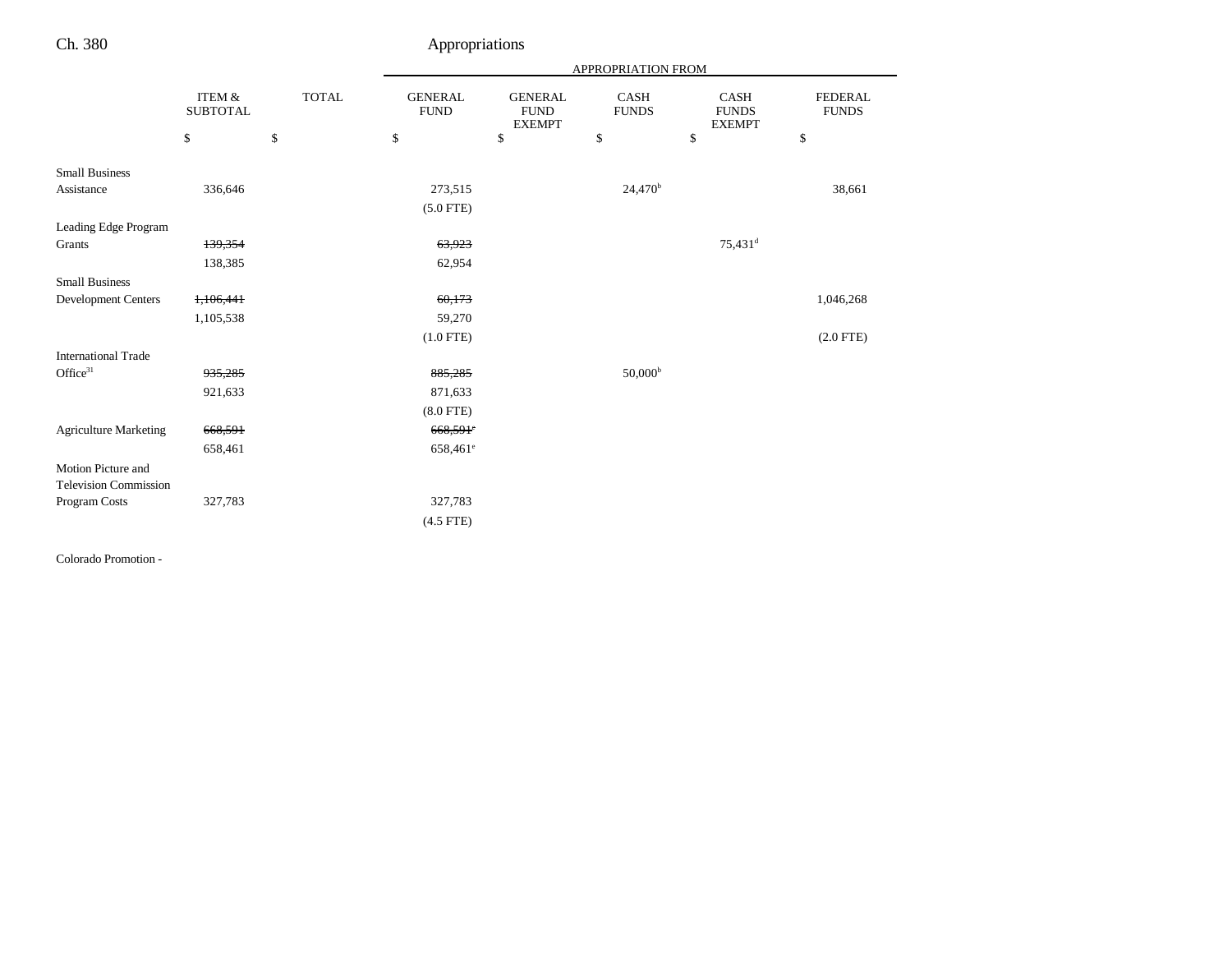| | ITEM & SUBTOTAL | TOTAL | GENERAL FUND | GENERAL FUND EXEMPT | CASH FUNDS | CASH FUNDS EXEMPT | FEDERAL FUNDS |
|---|---|---|---|---|---|---|---|
| | | | APPROPRIATION FROM | | | | |
| | $ | $ | $ | $ | $ | $ | $ |
| Small Business Assistance | 336,646 | | 273,515 | | 24,470[b] | | 38,661 |
| | | | (5.0 FTE) | | | | |
| Leading Edge Program Grants | ~~139,354~~ | | ~~63,923~~ | | | 75,431[d] | |
| | 138,385 | | 62,954 | | | | |
| Small Business Development Centers | ~~1,106,441~~ | | ~~60,173~~ | | | | 1,046,268 |
| | 1,105,538 | | 59,270 | | | | |
| | | | (1.0 FTE) | | | | (2.0 FTE) |
| International Trade Office[31] | ~~935,285~~ | | ~~885,285~~ | | 50,000[b] | | |
| | 921,633 | | 871,633 | | | | |
| | | | (8.0 FTE) | | | | |
| Agriculture Marketing | ~~668,591~~ | | ~~668,591~~[e] | | | | |
| | 658,461 | | 658,461[e] | | | | |
| Motion Picture and Television Commission Program Costs | 327,783 | | 327,783 | | | | |
| | | | (4.5 FTE) | | | | |

Colorado Promotion -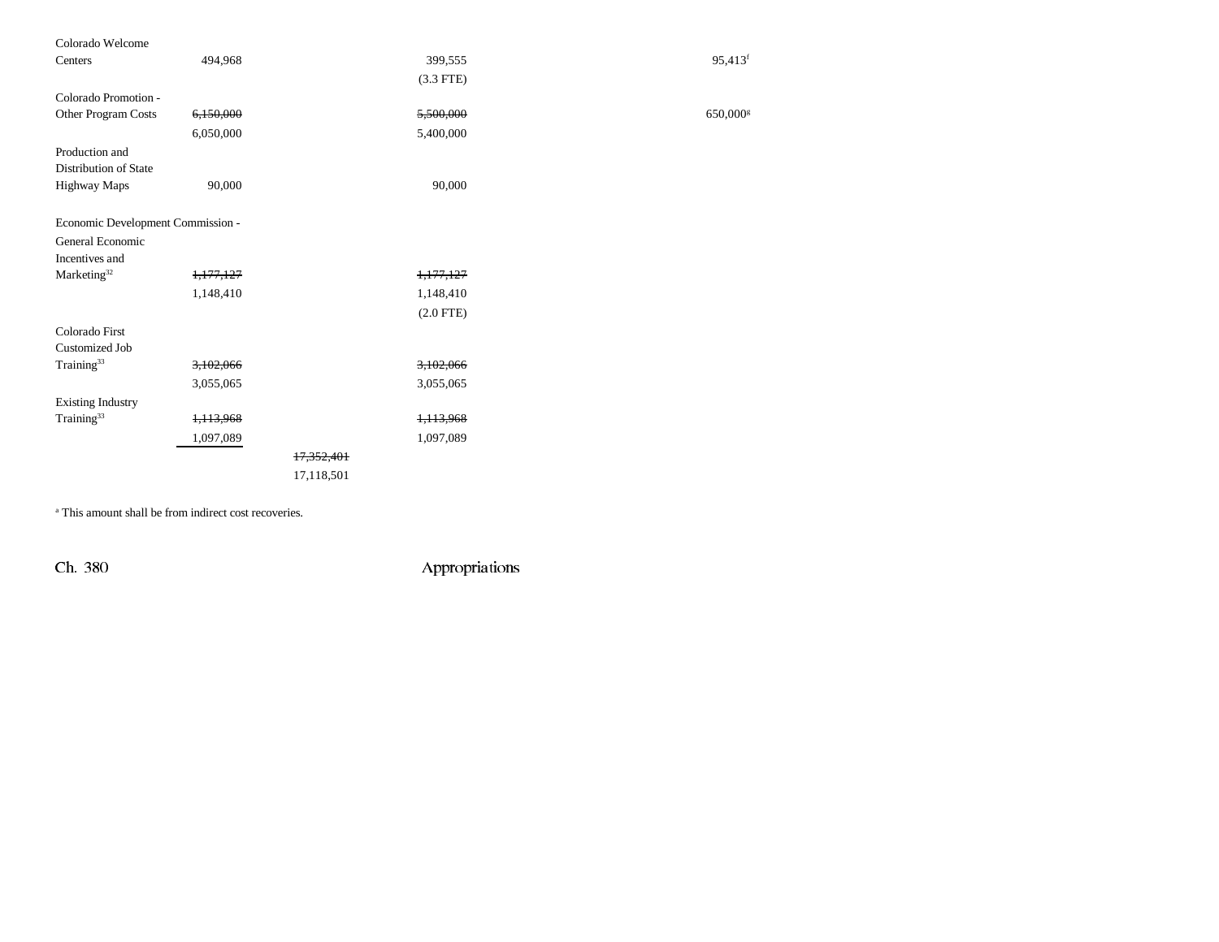| | | | | | | |
|---|---|---|---|---|---|---|
| Colorado Welcome Centers | 494,968 | | 399,555 | | 95,413[f] | |
| | | | (3.3 FTE) | | | |
| Colorado Promotion - Other Program Costs | ~~6,150,000~~ | | ~~5,500,000~~ | | 650,000[g] | |
| | 6,050,000 | | 5,400,000 | | | |
| Production and Distribution of State Highway Maps | 90,000 | | 90,000 | | | |
| Economic Development Commission - General Economic Incentives and Marketing[32] | ~~1,177,127~~ | | ~~1,177,127~~ | | | |
| | 1,148,410 | | 1,148,410 | | | |
| | | | (2.0 FTE) | | | |
| Colorado First Customized Job Training[33] | ~~3,102,066~~ | | ~~3,102,066~~ | | | |
| | 3,055,065 | | 3,055,065 | | | |
| Existing Industry Training[33] | ~~1,113,968~~ | | ~~1,113,968~~ | | | |
| | 1,097,089 | | 1,097,089 | | | |
| | | ~~17,352,401~~ | | | | |
| | | 17,118,501 | | | | |

[a] This amount shall be from indirect cost recoveries.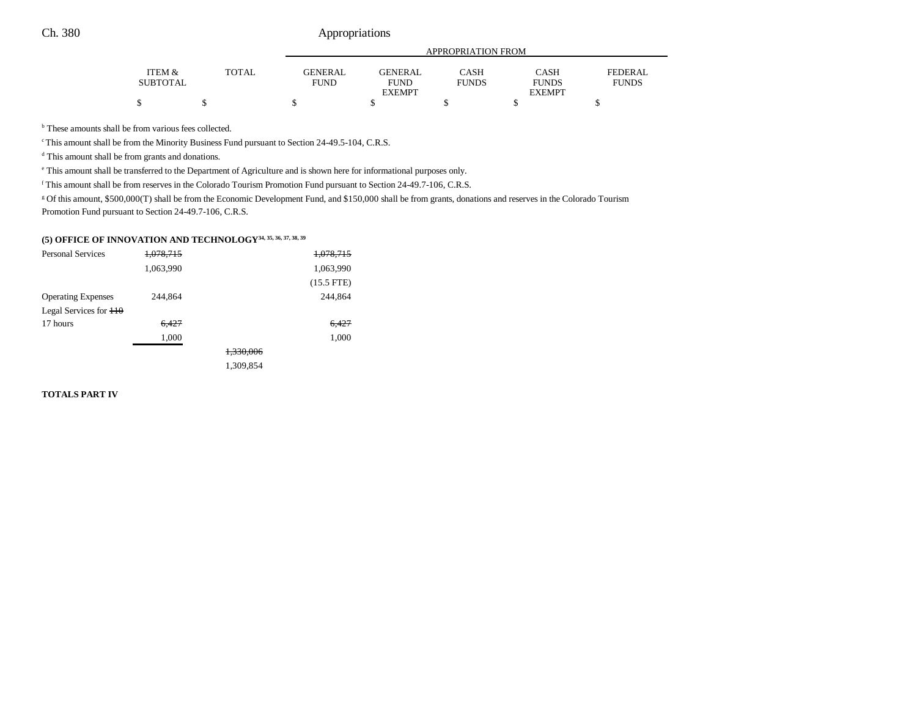| | ITEM & SUBTOTAL | TOTAL | APPROPRIATION FROM | | | | |
|---|---|---|---|---|---|---|---|
| | | | GENERAL FUND | GENERAL FUND EXEMPT | CASH FUNDS | CASH FUNDS EXEMPT | FEDERAL FUNDS |
| | $ | $ | $ | $ | $ | $ | $ |

[b] These amounts shall be from various fees collected.

[c] This amount shall be from the Minority Business Fund pursuant to Section 24-49.5-104, C.R.S.

[d] This amount shall be from grants and donations.

[e] This amount shall be transferred to the Department of Agriculture and is shown here for informational purposes only.

[f] This amount shall be from reserves in the Colorado Tourism Promotion Fund pursuant to Section 24-49.7-106, C.R.S.

[g] Of this amount, $500,000(T) shall be from the Economic Development Fund, and $150,000 shall be from grants, donations and reserves in the Colorado Tourism Promotion Fund pursuant to Section 24-49.7-106, C.R.S.

**(5) OFFICE OF INNOVATION AND TECHNOLOGY**[34, 35, 36, 37, 38, 39]

| | ITEM & SUBTOTAL | TOTAL | GENERAL FUND | GENERAL FUND EXEMPT | CASH FUNDS | CASH FUNDS EXEMPT | FEDERAL FUNDS |
|---|---|---|---|---|---|---|---|
| Personal Services | ~~1,078,715~~ | | ~~1,078,715~~ | | | | |
| | 1,063,990 | | 1,063,990 | | | | |
| | | | (15.5 FTE) | | | | |
| Operating Expenses | 244,864 | | 244,864 | | | | |
| Legal Services for ~~110~~ 17 hours | ~~6,427~~ | | ~~6,427~~ | | | | |
| | 1,000 | | 1,000 | | | | |
| | | ~~1,330,006~~ | | | | | |
| | | 1,309,854 | | | | | |

**TOTALS PART IV**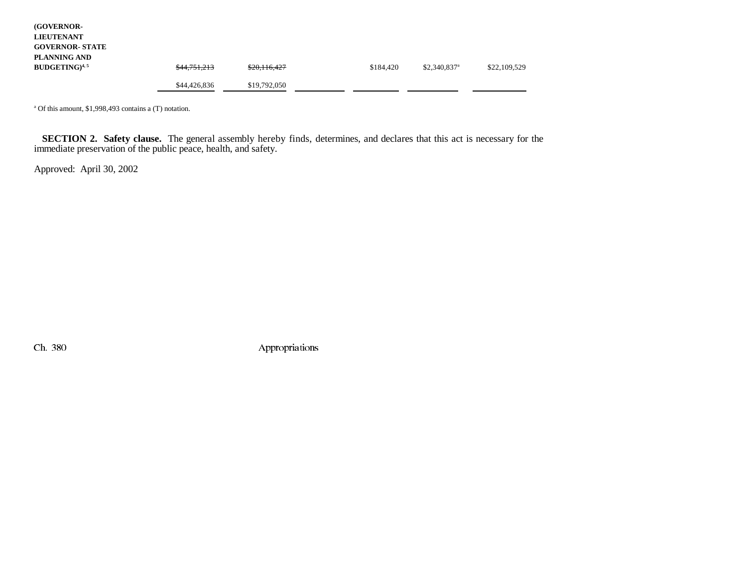| | | | | | | |
|---|---|---|---|---|---|---|
| **(GOVERNOR-LIEUTENANT GOVERNOR- STATE PLANNING AND BUDGETING)**[4, 5] | ~~$44,751,213~~ | ~~$20,116,427~~ | | $184,420 | $2,340,837[a] | $22,109,529 |
| | $44,426,836 | $19,792,050 | | | | |

[a] Of this amount, $1,998,493 contains a (T) notation.

**SECTION 2. Safety clause.** The general assembly hereby finds, determines, and declares that this act is necessary for the immediate preservation of the public peace, health, and safety.

Approved: April 30, 2002